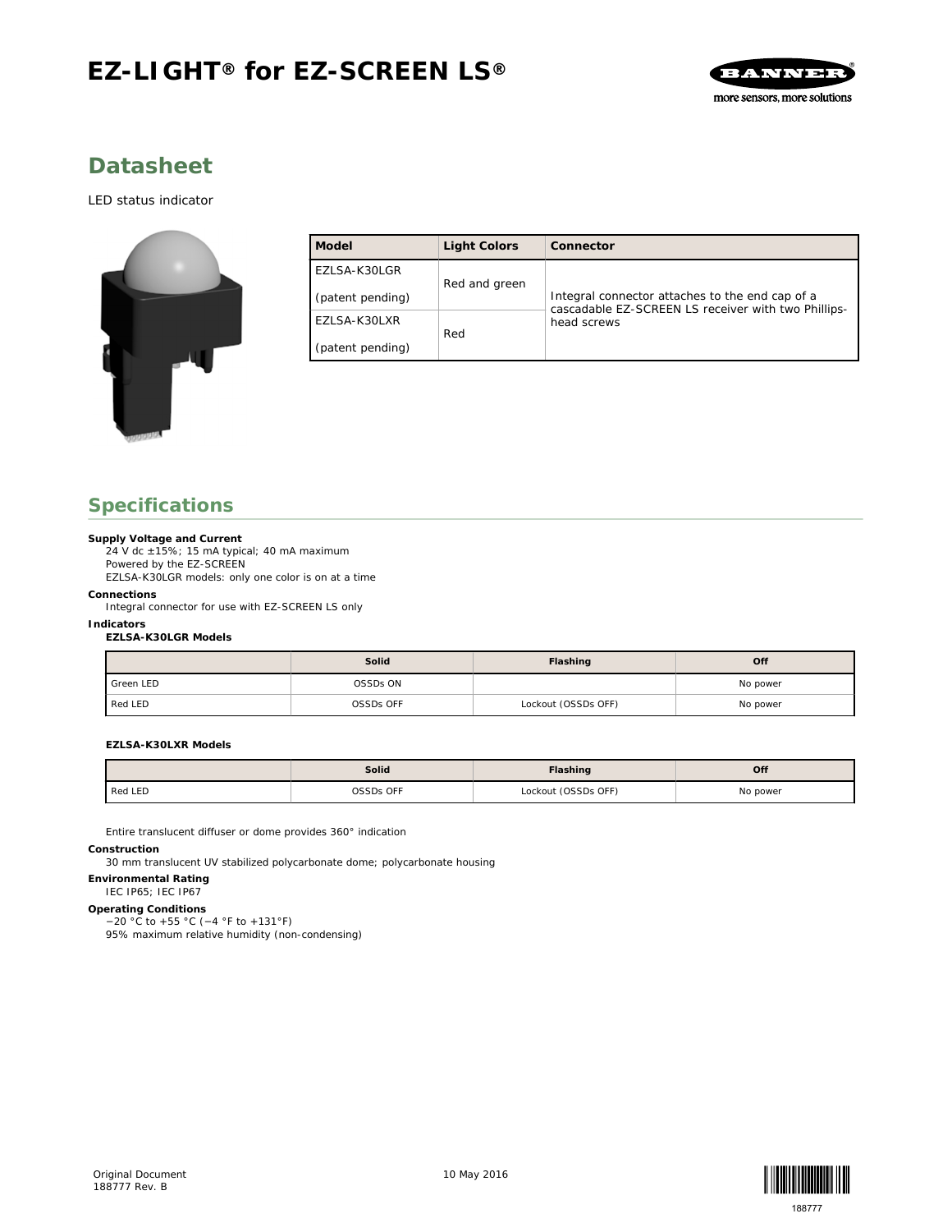# EZ-LIGHT® for EZ-SCREEN LS®

## Datasheet

LED status indicator

| Model | Light Colors | Connector |
|---|---|---|
| EZLSA-K30LGR (patent pending) | Red and green | Integral connector attaches to the end cap of a cascadable EZ-SCREEN LS receiver with two Phillips-head screws |
| EZLSA-K30LXR (patent pending) | Red | |

## Specifications

**Supply Voltage and Current**
24 V dc ±15%; 15 mA typical; 40 mA maximum
Powered by the EZ-SCREEN
EZLSA-K30LGR models: only one color is on at a time

**Connections**
Integral connector for use with EZ-SCREEN LS only

**Indicators**

**EZLSA-K30LGR Models**

| | Solid | Flashing | Off |
|---|---|---|---|
| Green LED | OSSDs ON | | No power |
| Red LED | OSSDs OFF | Lockout (OSSDs OFF) | No power |

**EZLSA-K30LXR Models**

| | Solid | Flashing | Off |
|---|---|---|---|
| Red LED | OSSDs OFF | Lockout (OSSDs OFF) | No power |

Entire translucent diffuser or dome provides 360° indication

**Construction**
30 mm translucent UV stabilized polycarbonate dome; polycarbonate housing

**Environmental Rating**
IEC IP65; IEC IP67

**Operating Conditions**
−20 °C to +55 °C (−4 °F to +131°F)
95% maximum relative humidity (non-condensing)

Original Document
188777 Rev. B

10 May 2016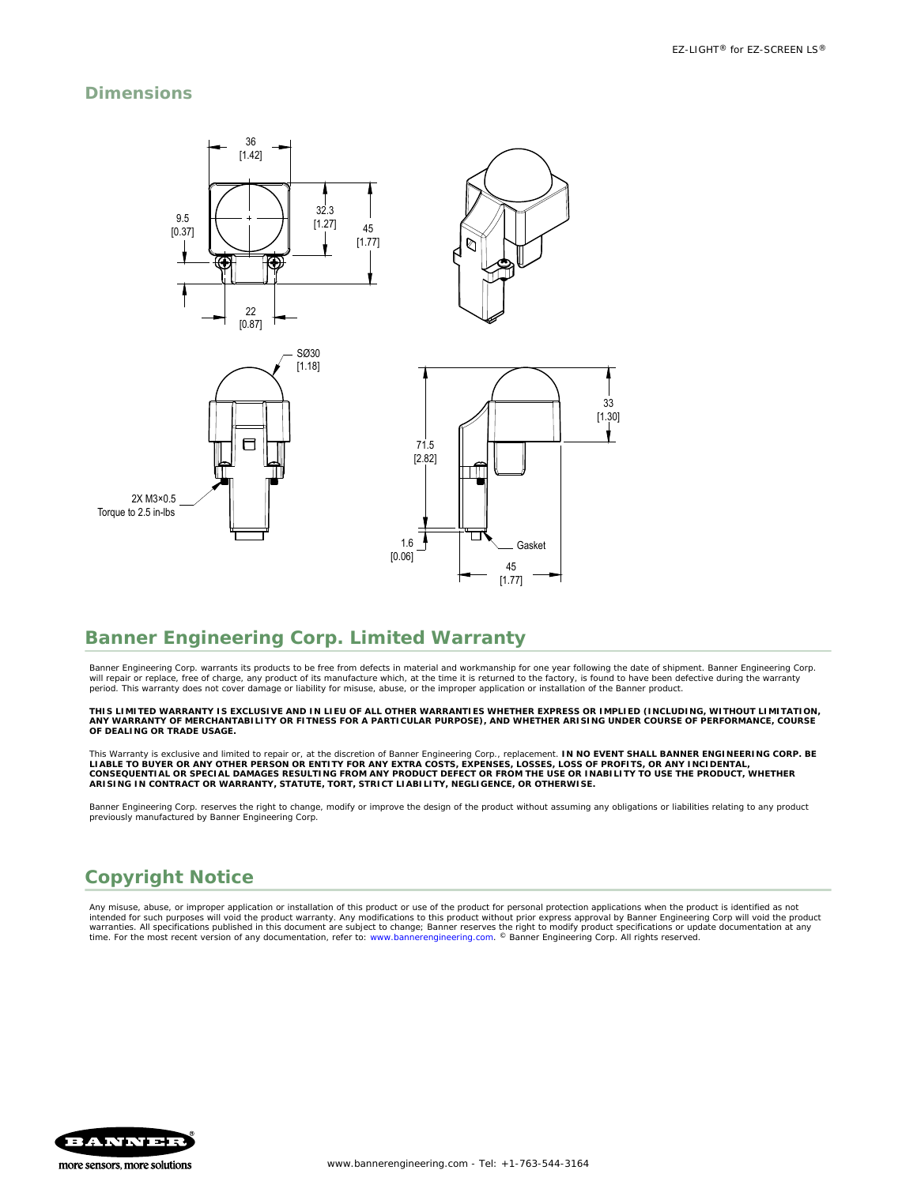## Dimensions

36
[1.42]

9.5
[0.37]

32.3
[1.27]

45
[1.77]

22
[0.87]

SØ30
[1.18]

2X M3×0.5
Torque to 2.5 in-lbs

71.5
[2.82]

33
[1.30]

1.6
[0.06]

Gasket

45
[1.77]

## Banner Engineering Corp. Limited Warranty

Banner Engineering Corp. warrants its products to be free from defects in material and workmanship for one year following the date of shipment. Banner Engineering Corp. will repair or replace, free of charge, any product of its manufacture which, at the time it is returned to the factory, is found to have been defective during the warranty period. This warranty does not cover damage or liability for misuse, abuse, or the improper application or installation of the Banner product.

**THIS LIMITED WARRANTY IS EXCLUSIVE AND IN LIEU OF ALL OTHER WARRANTIES WHETHER EXPRESS OR IMPLIED (INCLUDING, WITHOUT LIMITATION, ANY WARRANTY OF MERCHANTABILITY OR FITNESS FOR A PARTICULAR PURPOSE), AND WHETHER ARISING UNDER COURSE OF PERFORMANCE, COURSE OF DEALING OR TRADE USAGE.**

This Warranty is exclusive and limited to repair or, at the discretion of Banner Engineering Corp., replacement. **IN NO EVENT SHALL BANNER ENGINEERING CORP. BE LIABLE TO BUYER OR ANY OTHER PERSON OR ENTITY FOR ANY EXTRA COSTS, EXPENSES, LOSSES, LOSS OF PROFITS, OR ANY INCIDENTAL, CONSEQUENTIAL OR SPECIAL DAMAGES RESULTING FROM ANY PRODUCT DEFECT OR FROM THE USE OR INABILITY TO USE THE PRODUCT, WHETHER ARISING IN CONTRACT OR WARRANTY, STATUTE, TORT, STRICT LIABILITY, NEGLIGENCE, OR OTHERWISE.**

Banner Engineering Corp. reserves the right to change, modify or improve the design of the product without assuming any obligations or liabilities relating to any product previously manufactured by Banner Engineering Corp.

## Copyright Notice

Any misuse, abuse, or improper application or installation of this product or use of the product for personal protection applications when the product is identified as not intended for such purposes will void the product warranty. Any modifications to this product without prior express approval by Banner Engineering Corp will void the product warranties. All specifications published in this document are subject to change; Banner reserves the right to modify product specifications or update documentation at any time. For the most recent version of any documentation, refer to: www.bannerengineering.com. © Banner Engineering Corp. All rights reserved.